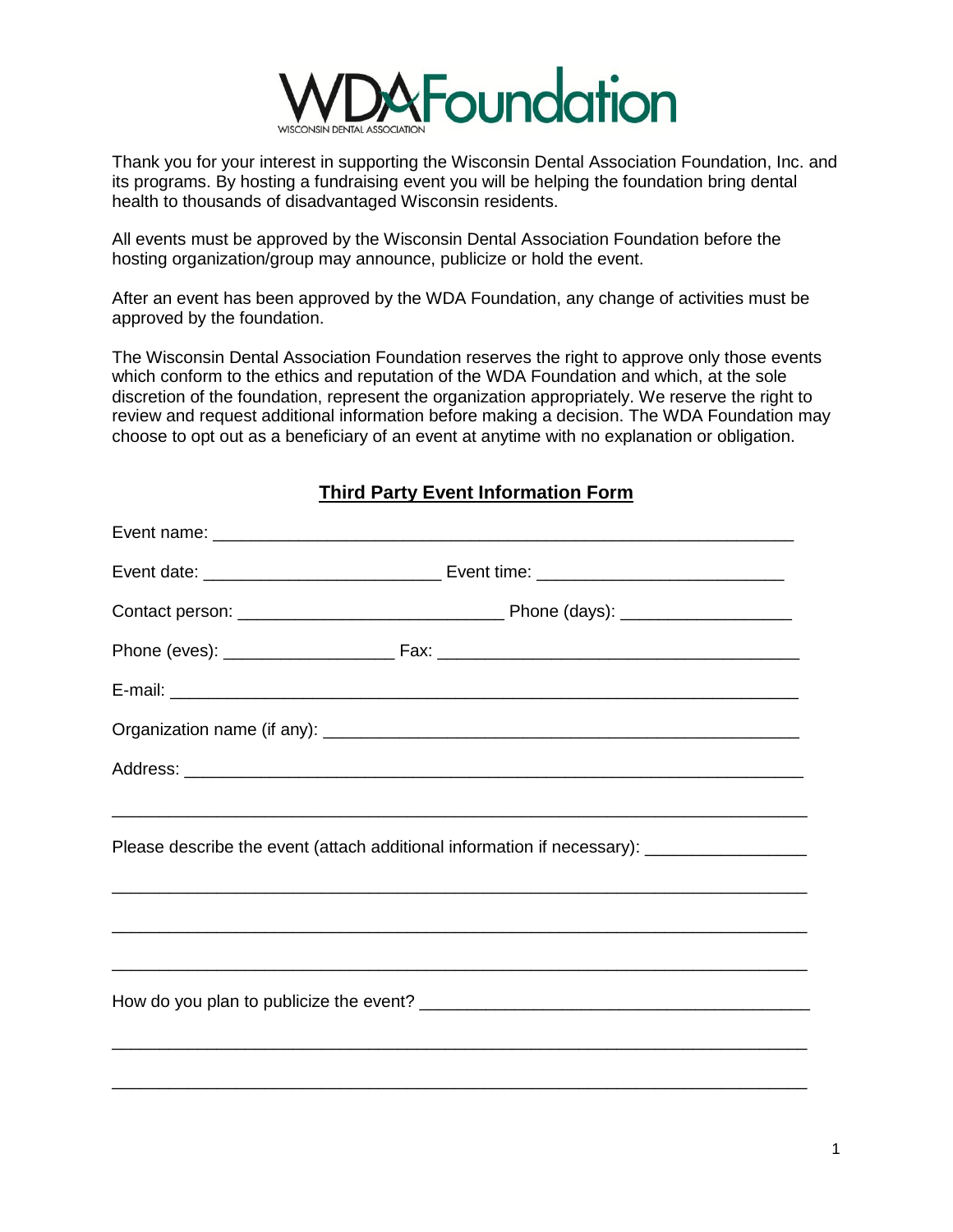# WDA Foundation

WISCONSIN DENTAL ASSOCIATION

Thank you for your interest in supporting the Wisconsin Dental Association Foundation, Inc. and its programs. By hosting a fundraising event you will be helping the foundation bring dental health to thousands of disadvantaged Wisconsin residents.

All events must be approved by the Wisconsin Dental Association Foundation before the hosting organization/group may announce, publicize or hold the event.

After an event has been approved by the WDA Foundation, any change of activities must be approved by the foundation.

The Wisconsin Dental Association Foundation reserves the right to approve only those events which conform to the ethics and reputation of the WDA Foundation and which, at the sole discretion of the foundation, represent the organization appropriately. We reserve the right to review and request additional information before making a decision. The WDA Foundation may choose to opt out as a beneficiary of an event at anytime with no explanation or obligation.

## Third Party Event Information Form

Event name: ______________________________________________________________

Event date: __________________________ Event time: ___________________________

Contact person: ____________________________ Phone (days): __________________

Phone (eves): __________________ Fax: ______________________________________

E-mail: ___________________________________________________________________

Organization name (if any): _________________________________________________

Address: __________________________________________________________________

__________________________________________________________________________

Please describe the event (attach additional information if necessary): _________________

__________________________________________________________________________

__________________________________________________________________________

__________________________________________________________________________

How do you plan to publicize the event? __________________________________________

__________________________________________________________________________

__________________________________________________________________________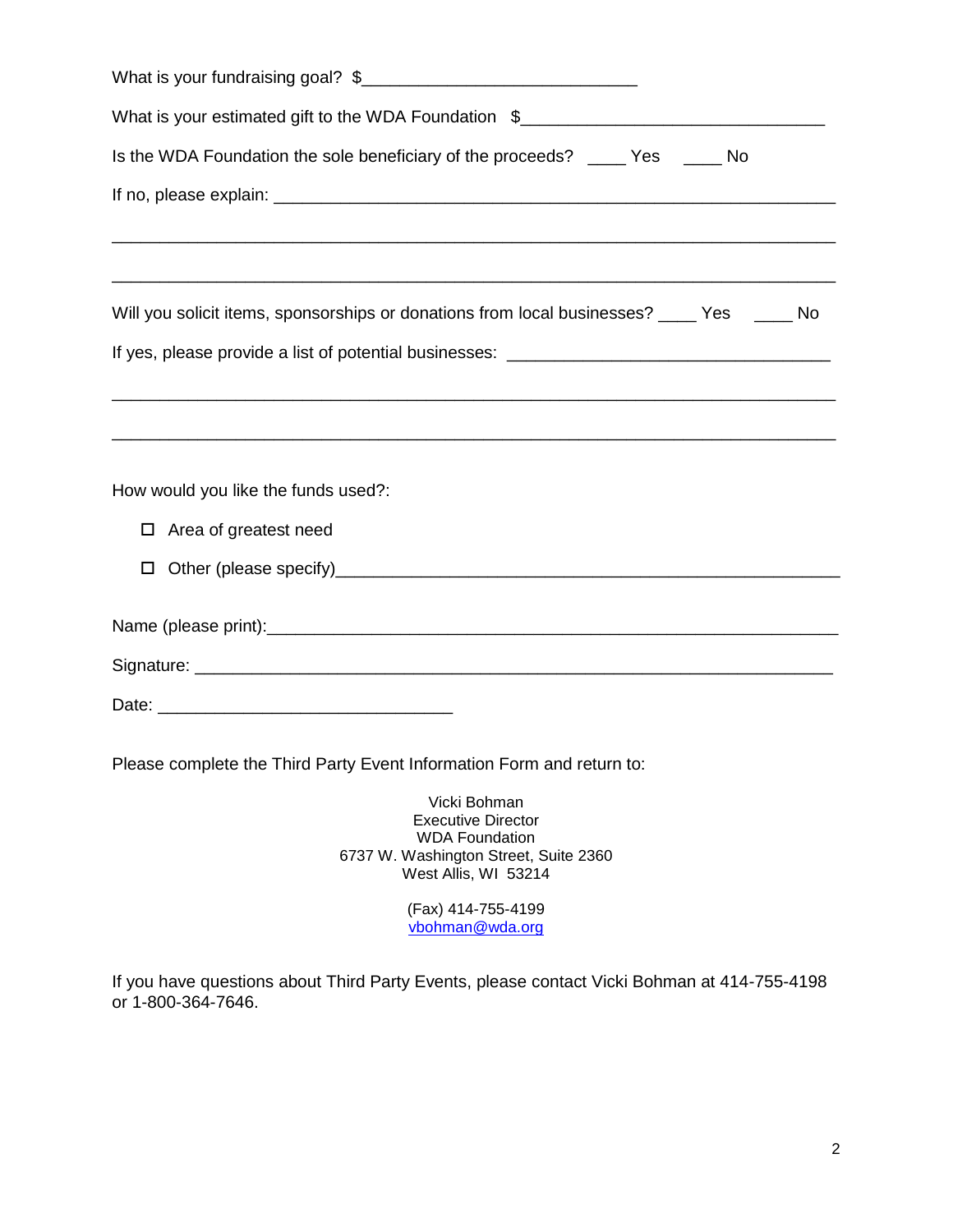What is your fundraising goal? $_____________________________

What is your estimated gift to the WDA Foundation $________________________________

Is the WDA Foundation the sole beneficiary of the proceeds? ____ Yes ____ No

If no, please explain: ____________________________________________________________

___________________________________________________________________________

___________________________________________________________________________

Will you solicit items, sponsorships or donations from local businesses? ____ Yes ____ No

If yes, please provide a list of potential businesses: __________________________________

___________________________________________________________________________

___________________________________________________________________________

How would you like the funds used?:

- ☐ Area of greatest need
- ☐ Other (please specify)_____________________________________________________

Name (please print):_______________________________________________________________

Signature: ________________________________________________________________________

Date: _______________________________

Please complete the Third Party Event Information Form and return to:

Vicki Bohman
Executive Director
WDA Foundation
6737 W. Washington Street, Suite 2360
West Allis, WI 53214

(Fax) 414-755-4199
vbohman@wda.org

If you have questions about Third Party Events, please contact Vicki Bohman at 414-755-4198 or 1-800-364-7646.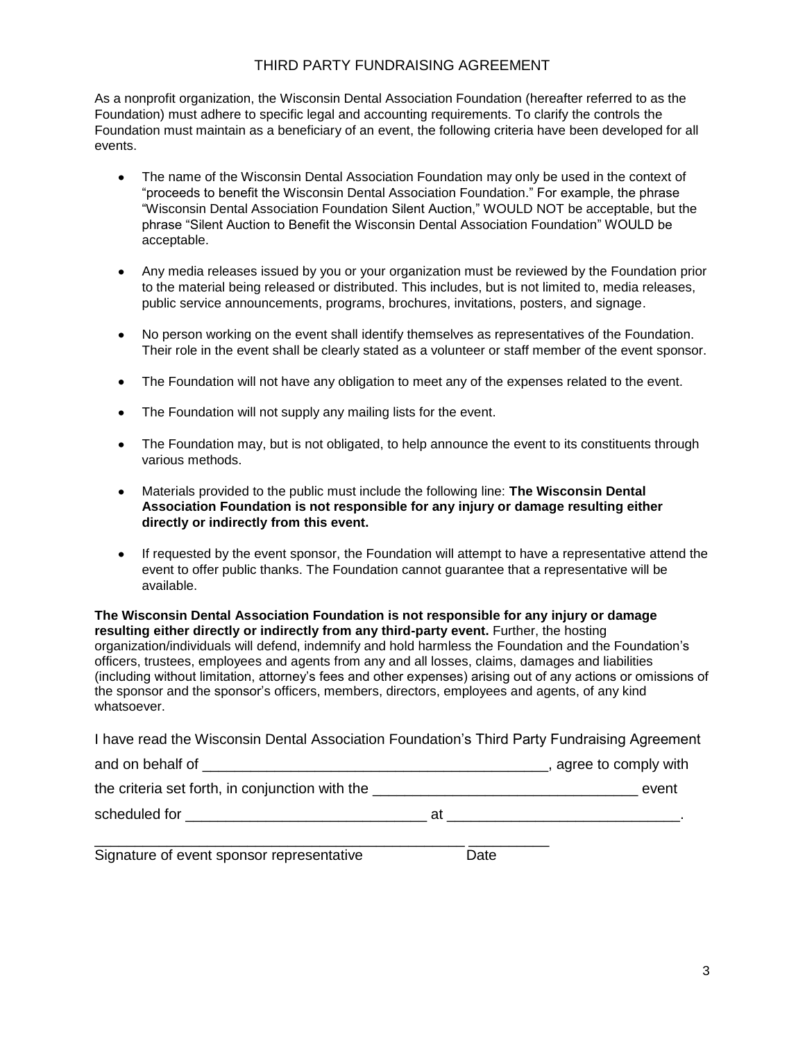# THIRD PARTY FUNDRAISING AGREEMENT

As a nonprofit organization, the Wisconsin Dental Association Foundation (hereafter referred to as the Foundation) must adhere to specific legal and accounting requirements. To clarify the controls the Foundation must maintain as a beneficiary of an event, the following criteria have been developed for all events.

- The name of the Wisconsin Dental Association Foundation may only be used in the context of "proceeds to benefit the Wisconsin Dental Association Foundation." For example, the phrase "Wisconsin Dental Association Foundation Silent Auction," WOULD NOT be acceptable, but the phrase "Silent Auction to Benefit the Wisconsin Dental Association Foundation" WOULD be acceptable.

- Any media releases issued by you or your organization must be reviewed by the Foundation prior to the material being released or distributed. This includes, but is not limited to, media releases, public service announcements, programs, brochures, invitations, posters, and signage.

- No person working on the event shall identify themselves as representatives of the Foundation. Their role in the event shall be clearly stated as a volunteer or staff member of the event sponsor.

- The Foundation will not have any obligation to meet any of the expenses related to the event.

- The Foundation will not supply any mailing lists for the event.

- The Foundation may, but is not obligated, to help announce the event to its constituents through various methods.

- Materials provided to the public must include the following line: **The Wisconsin Dental Association Foundation is not responsible for any injury or damage resulting either directly or indirectly from this event.**

- If requested by the event sponsor, the Foundation will attempt to have a representative attend the event to offer public thanks. The Foundation cannot guarantee that a representative will be available.

**The Wisconsin Dental Association Foundation is not responsible for any injury or damage resulting either directly or indirectly from any third-party event.** Further, the hosting organization/individuals will defend, indemnify and hold harmless the Foundation and the Foundation's officers, trustees, employees and agents from any and all losses, claims, damages and liabilities (including without limitation, attorney's fees and other expenses) arising out of any actions or omissions of the sponsor and the sponsor's officers, members, directors, employees and agents, of any kind whatsoever.

I have read the Wisconsin Dental Association Foundation's Third Party Fundraising Agreement and on behalf of ___________________________________________, agree to comply with the criteria set forth, in conjunction with the _________________________________ event scheduled for ______________________________ at ____________________________.

_____________________________________________ __________

Signature of event sponsor representative Date